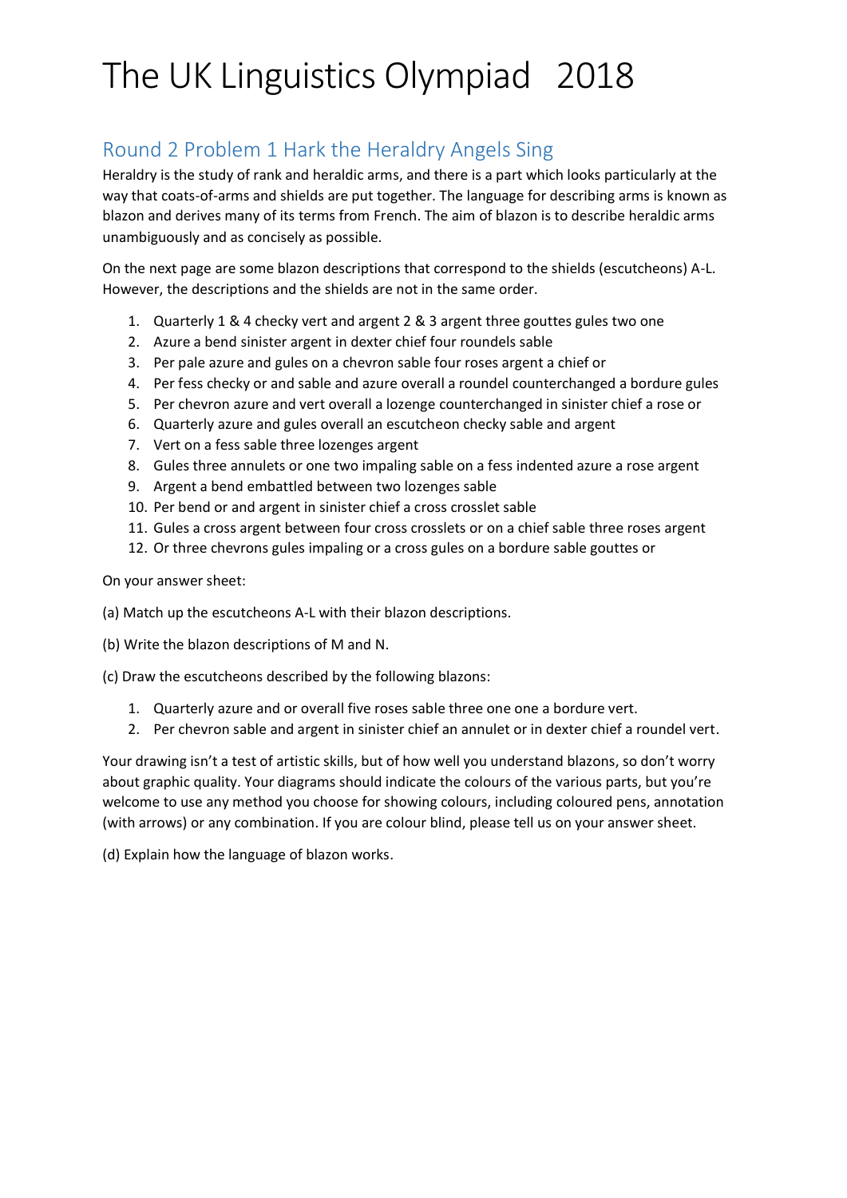# The UK Linguistics Olympiad 2018

## Round 2 Problem 1 Hark the Heraldry Angels Sing

Heraldry is the study of rank and heraldic arms, and there is a part which looks particularly at the way that coats-of-arms and shields are put together. The language for describing arms is known as blazon and derives many of its terms from French. The aim of blazon is to describe heraldic arms unambiguously and as concisely as possible.

On the next page are some blazon descriptions that correspond to the shields (escutcheons) A-L. However, the descriptions and the shields are not in the same order.

1. Quarterly 1 & 4 checky vert and argent 2 & 3 argent three gouttes gules two one
2. Azure a bend sinister argent in dexter chief four roundels sable
3. Per pale azure and gules on a chevron sable four roses argent a chief or
4. Per fess checky or and sable and azure overall a roundel counterchanged a bordure gules
5. Per chevron azure and vert overall a lozenge counterchanged in sinister chief a rose or
6. Quarterly azure and gules overall an escutcheon checky sable and argent
7. Vert on a fess sable three lozenges argent
8. Gules three annulets or one two impaling sable on a fess indented azure a rose argent
9. Argent a bend embattled between two lozenges sable
10. Per bend or and argent in sinister chief a cross crosslet sable
11. Gules a cross argent between four cross crosslets or on a chief sable three roses argent
12. Or three chevrons gules impaling or a cross gules on a bordure sable gouttes or

On your answer sheet:

(a) Match up the escutcheons A-L with their blazon descriptions.

(b) Write the blazon descriptions of M and N.

(c) Draw the escutcheons described by the following blazons:

1. Quarterly azure and or overall five roses sable three one one a bordure vert.
2. Per chevron sable and argent in sinister chief an annulet or in dexter chief a roundel vert.

Your drawing isn't a test of artistic skills, but of how well you understand blazons, so don't worry about graphic quality. Your diagrams should indicate the colours of the various parts, but you're welcome to use any method you choose for showing colours, including coloured pens, annotation (with arrows) or any combination. If you are colour blind, please tell us on your answer sheet.

(d) Explain how the language of blazon works.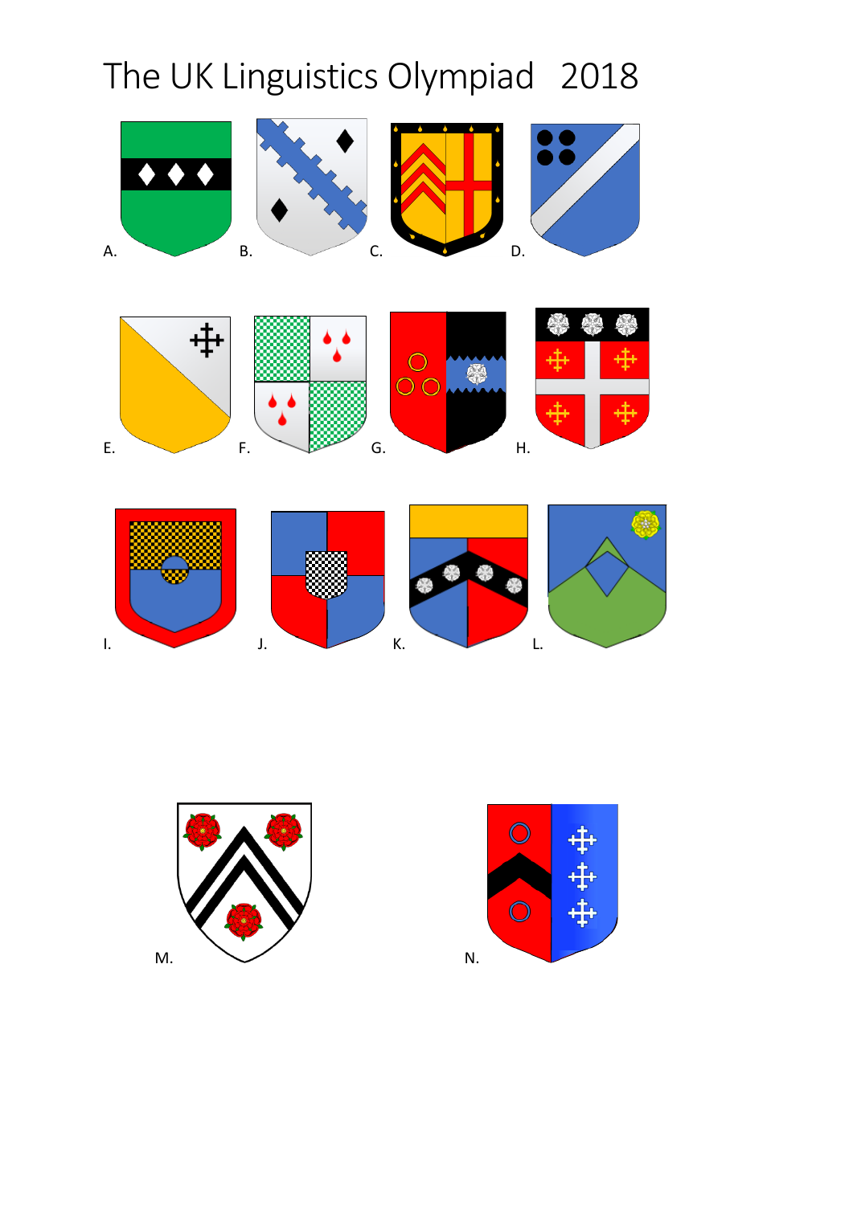The UK Linguistics Olympiad 2018

A.

B.

C.

D.

E.

F.

G.

H.

I.

J.

K.

L.

M.

N.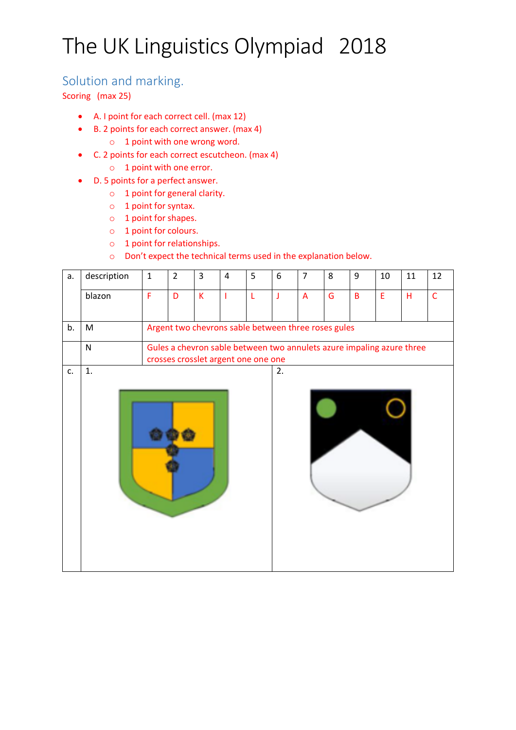# The UK Linguistics Olympiad 2018

## Solution and marking.

Scoring (max 25)

- A. I point for each correct cell. (max 12)
- B. 2 points for each correct answer. (max 4)
  - 1 point with one wrong word.
- C. 2 points for each correct escutcheon. (max 4)
  - 1 point with one error.
- D. 5 points for a perfect answer.
  - 1 point for general clarity.
  - 1 point for syntax.
  - 1 point for shapes.
  - 1 point for colours.
  - 1 point for relationships.
  - Don't expect the technical terms used in the explanation below.

| a. | description | 1 | 2 | 3 | 4 | 5 | 6 | 7 | 8 | 9 | 10 | 11 | 12 |
|---|---|---|---|---|---|---|---|---|---|---|---|---|---|
| | blazon | F | D | K | I | L | J | A | G | B | E | H | C |
| b. | M | Argent two chevrons sable between three roses gules | | | | | | | | | | | |
| | N | Gules a chevron sable between two annulets azure impaling azure three crosses crosslet argent one one one | | | | | | | | | | | |
| c. | 1. | | | | | | 2. | | | | | | |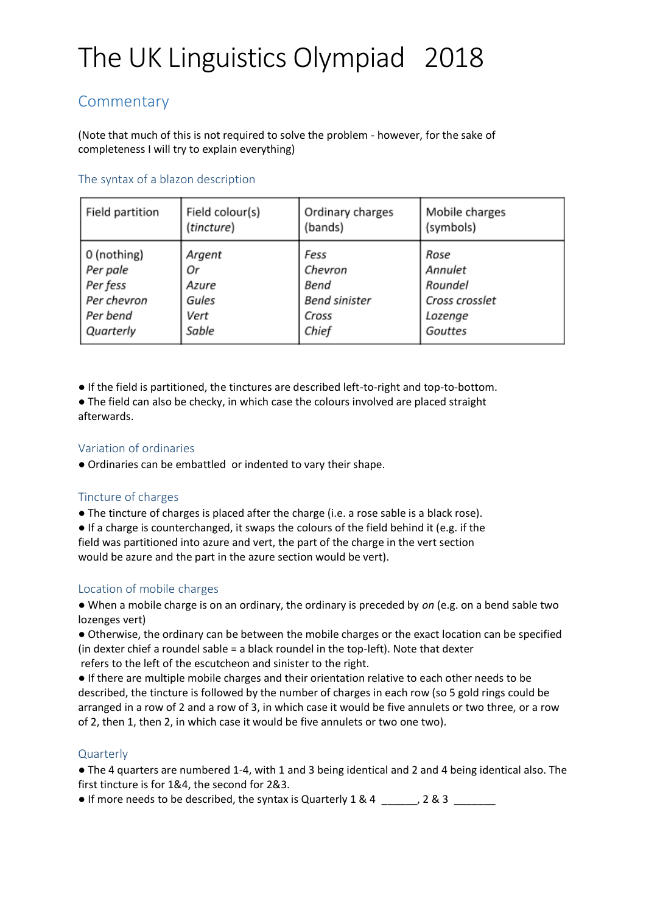# The UK Linguistics Olympiad   2018

## Commentary

(Note that much of this is not required to solve the problem - however, for the sake of completeness I will try to explain everything)

### The syntax of a blazon description

| Field partition | Field colour(s) (*tincture*) | Ordinary charges (bands) | Mobile charges (symbols) |
|---|---|---|---|
| 0 (nothing)<br>*Per pale*<br>*Per fess*<br>*Per chevron*<br>*Per bend*<br>*Quarterly* | *Argent*<br>*Or*<br>*Azure*<br>*Gules*<br>*Vert*<br>*Sable* | *Fess*<br>*Chevron*<br>*Bend*<br>*Bend sinister*<br>*Cross*<br>*Chief* | *Rose*<br>*Annulet*<br>*Roundel*<br>*Cross crosslet*<br>*Lozenge*<br>*Gouttes* |

- If the field is partitioned, the tinctures are described left-to-right and top-to-bottom.
- The field can also be checky, in which case the colours involved are placed straight afterwards.

### Variation of ordinaries

- Ordinaries can be embattled  or indented to vary their shape.

### Tincture of charges

- The tincture of charges is placed after the charge (i.e. a rose sable is a black rose).
- If a charge is counterchanged, it swaps the colours of the field behind it (e.g. if the field was partitioned into azure and vert, the part of the charge in the vert section would be azure and the part in the azure section would be vert).

### Location of mobile charges

- When a mobile charge is on an ordinary, the ordinary is preceded by *on* (e.g. on a bend sable two lozenges vert)
- Otherwise, the ordinary can be between the mobile charges or the exact location can be specified (in dexter chief a roundel sable = a black roundel in the top-left). Note that dexter refers to the left of the escutcheon and sinister to the right.
- If there are multiple mobile charges and their orientation relative to each other needs to be described, the tincture is followed by the number of charges in each row (so 5 gold rings could be arranged in a row of 2 and a row of 3, in which case it would be five annulets or two three, or a row of 2, then 1, then 2, in which case it would be five annulets or two one two).

### Quarterly

- The 4 quarters are numbered 1-4, with 1 and 3 being identical and 2 and 4 being identical also. The first tincture is for 1&4, the second for 2&3.
- If more needs to be described, the syntax is Quarterly 1 & 4 ______, 2 & 3 _______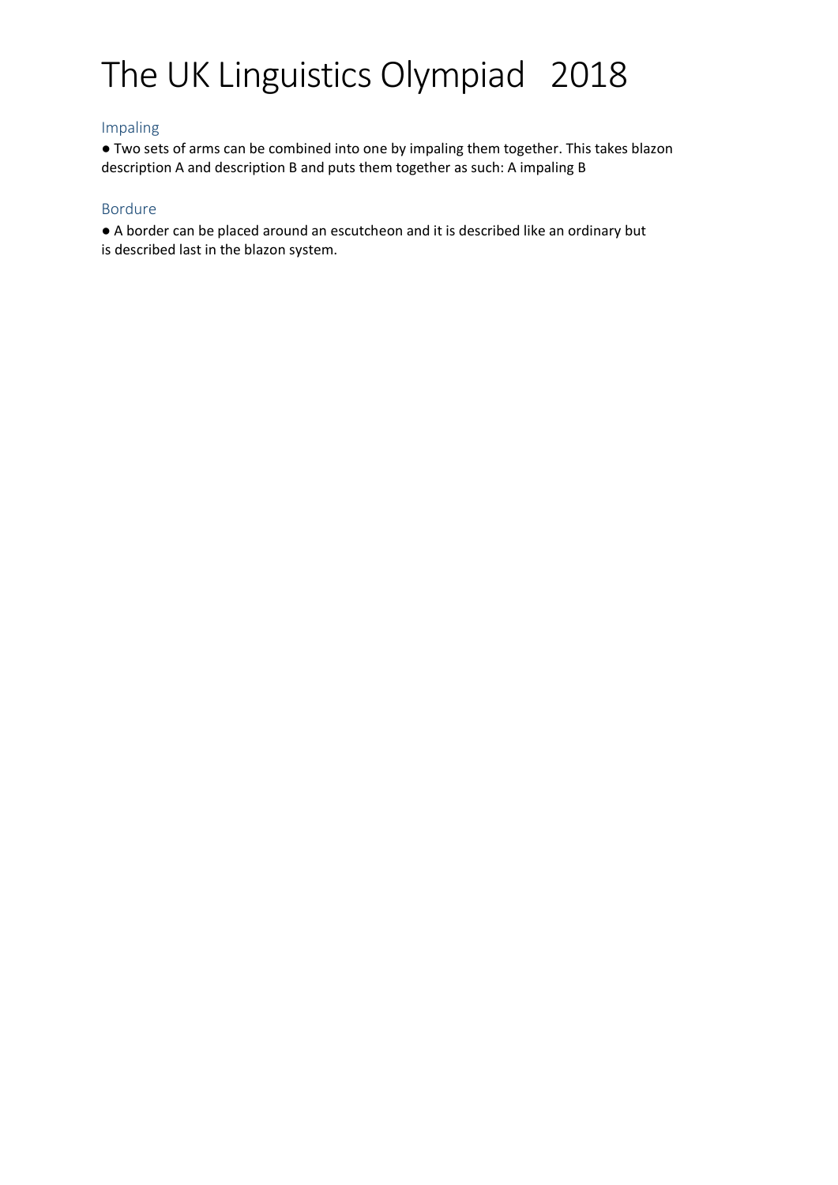# The UK Linguistics Olympiad 2018

## Impaling

- Two sets of arms can be combined into one by impaling them together. This takes blazon description A and description B and puts them together as such: A impaling B

## Bordure

- A border can be placed around an escutcheon and it is described like an ordinary but is described last in the blazon system.